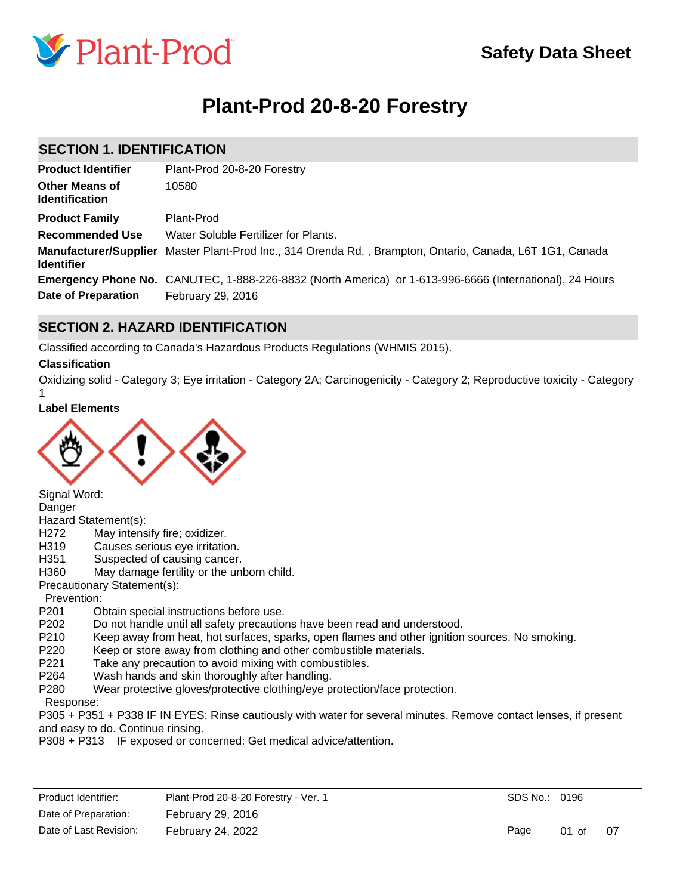# Safety Data Sheet

# Plant-Prod 20-8-20 Forestry

## SECTION 1. IDENTIFICATION

| | |
|---|---|
| **Product Identifier** | Plant-Prod 20-8-20 Forestry |
| **Other Means of Identification** | 10580 |
| **Product Family** | Plant-Prod |
| **Recommended Use** | Water Soluble Fertilizer for Plants. |
| **Manufacturer/Supplier Identifier** | Master Plant-Prod Inc., 314 Orenda Rd. , Brampton, Ontario, Canada, L6T 1G1, Canada |
| **Emergency Phone No.** | CANUTEC, 1-888-226-8832 (North America) or 1-613-996-6666 (International), 24 Hours |
| **Date of Preparation** | February 29, 2016 |

## SECTION 2. HAZARD IDENTIFICATION

Classified according to Canada's Hazardous Products Regulations (WHMIS 2015).

**Classification**

Oxidizing solid - Category 3; Eye irritation - Category 2A; Carcinogenicity - Category 2; Reproductive toxicity - Category 1

**Label Elements**

Signal Word:
Danger

Hazard Statement(s):
- H272 May intensify fire; oxidizer.
- H319 Causes serious eye irritation.
- H351 Suspected of causing cancer.
- H360 May damage fertility or the unborn child.

Precautionary Statement(s):

Prevention:
- P201 Obtain special instructions before use.
- P202 Do not handle until all safety precautions have been read and understood.
- P210 Keep away from heat, hot surfaces, sparks, open flames and other ignition sources. No smoking.
- P220 Keep or store away from clothing and other combustible materials.
- P221 Take any precaution to avoid mixing with combustibles.
- P264 Wash hands and skin thoroughly after handling.
- P280 Wear protective gloves/protective clothing/eye protection/face protection.

Response:

P305 + P351 + P338 IF IN EYES: Rinse cautiously with water for several minutes. Remove contact lenses, if present and easy to do. Continue rinsing.

P308 + P313 IF exposed or concerned: Get medical advice/attention.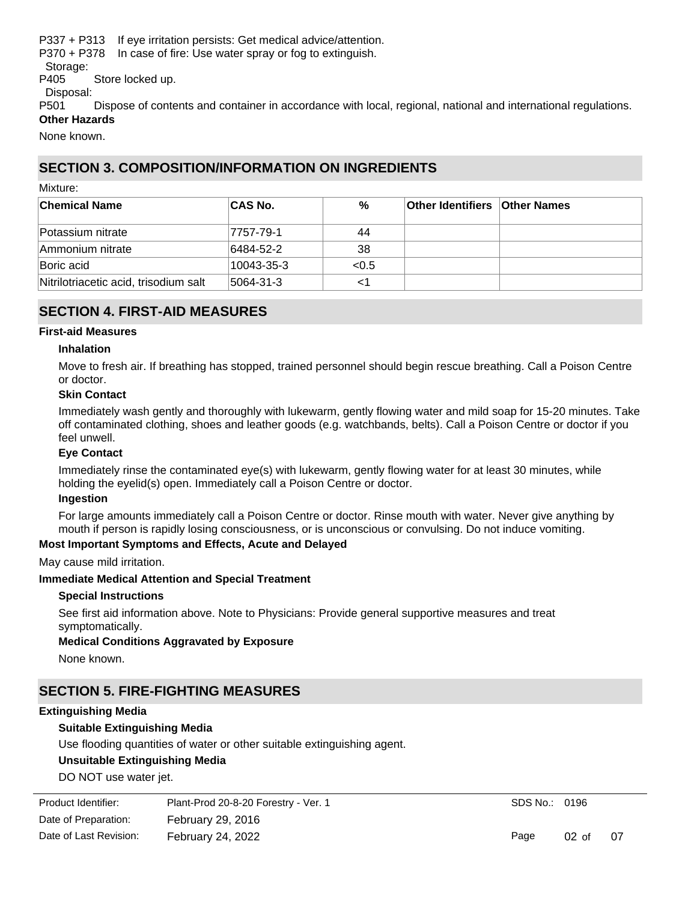P337 + P313 If eye irritation persists: Get medical advice/attention.
P370 + P378 In case of fire: Use water spray or fog to extinguish.

Storage:

P405 Store locked up.

Disposal:

P501 Dispose of contents and container in accordance with local, regional, national and international regulations.

**Other Hazards**

None known.

## SECTION 3. COMPOSITION/INFORMATION ON INGREDIENTS

Mixture:

| Chemical Name | CAS No. | % | Other Identifiers | Other Names |
|---|---|---|---|---|
| Potassium nitrate | 7757-79-1 | 44 | | |
| Ammonium nitrate | 6484-52-2 | 38 | | |
| Boric acid | 10043-35-3 | <0.5 | | |
| Nitrilotriacetic acid, trisodium salt | 5064-31-3 | <1 | | |

## SECTION 4. FIRST-AID MEASURES

**First-aid Measures**

**Inhalation**

Move to fresh air. If breathing has stopped, trained personnel should begin rescue breathing. Call a Poison Centre or doctor.

**Skin Contact**

Immediately wash gently and thoroughly with lukewarm, gently flowing water and mild soap for 15-20 minutes. Take off contaminated clothing, shoes and leather goods (e.g. watchbands, belts). Call a Poison Centre or doctor if you feel unwell.

**Eye Contact**

Immediately rinse the contaminated eye(s) with lukewarm, gently flowing water for at least 30 minutes, while holding the eyelid(s) open. Immediately call a Poison Centre or doctor.

**Ingestion**

For large amounts immediately call a Poison Centre or doctor. Rinse mouth with water. Never give anything by mouth if person is rapidly losing consciousness, or is unconscious or convulsing. Do not induce vomiting.

**Most Important Symptoms and Effects, Acute and Delayed**

May cause mild irritation.

**Immediate Medical Attention and Special Treatment**

**Special Instructions**

See first aid information above. Note to Physicians: Provide general supportive measures and treat symptomatically.

**Medical Conditions Aggravated by Exposure**

None known.

## SECTION 5. FIRE-FIGHTING MEASURES

**Extinguishing Media**

**Suitable Extinguishing Media**

Use flooding quantities of water or other suitable extinguishing agent.

**Unsuitable Extinguishing Media**

DO NOT use water jet.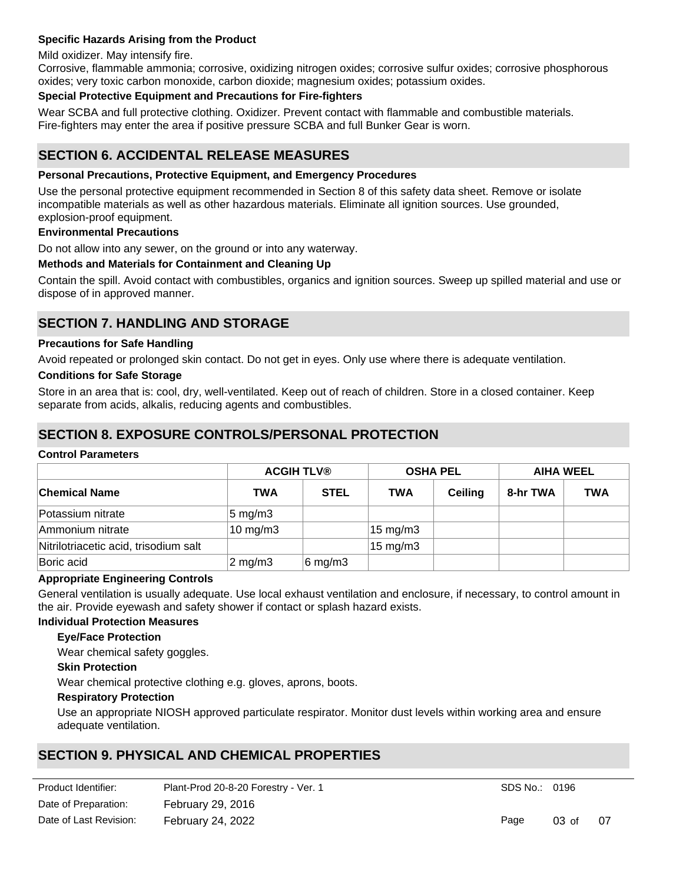**Specific Hazards Arising from the Product**

Mild oxidizer. May intensify fire.
Corrosive, flammable ammonia; corrosive, oxidizing nitrogen oxides; corrosive sulfur oxides; corrosive phosphorous oxides; very toxic carbon monoxide, carbon dioxide; magnesium oxides; potassium oxides.

**Special Protective Equipment and Precautions for Fire-fighters**

Wear SCBA and full protective clothing. Oxidizer. Prevent contact with flammable and combustible materials.
Fire-fighters may enter the area if positive pressure SCBA and full Bunker Gear is worn.

## SECTION 6. ACCIDENTAL RELEASE MEASURES

**Personal Precautions, Protective Equipment, and Emergency Procedures**

Use the personal protective equipment recommended in Section 8 of this safety data sheet. Remove or isolate incompatible materials as well as other hazardous materials. Eliminate all ignition sources. Use grounded, explosion-proof equipment.

**Environmental Precautions**

Do not allow into any sewer, on the ground or into any waterway.

**Methods and Materials for Containment and Cleaning Up**

Contain the spill. Avoid contact with combustibles, organics and ignition sources. Sweep up spilled material and use or dispose of in approved manner.

## SECTION 7. HANDLING AND STORAGE

**Precautions for Safe Handling**

Avoid repeated or prolonged skin contact. Do not get in eyes. Only use where there is adequate ventilation.

**Conditions for Safe Storage**

Store in an area that is: cool, dry, well-ventilated. Keep out of reach of children. Store in a closed container. Keep separate from acids, alkalis, reducing agents and combustibles.

## SECTION 8. EXPOSURE CONTROLS/PERSONAL PROTECTION

**Control Parameters**

| | ACGIH TLV® | | OSHA PEL | | AIHA WEEL | |
|---|---|---|---|---|---|---|
| **Chemical Name** | **TWA** | **STEL** | **TWA** | **Ceiling** | **8-hr TWA** | **TWA** |
| Potassium nitrate | 5 mg/m3 | | | | | |
| Ammonium nitrate | 10 mg/m3 | | 15 mg/m3 | | | |
| Nitrilotriacetic acid, trisodium salt | | | 15 mg/m3 | | | |
| Boric acid | 2 mg/m3 | 6 mg/m3 | | | | |

**Appropriate Engineering Controls**

General ventilation is usually adequate. Use local exhaust ventilation and enclosure, if necessary, to control amount in the air. Provide eyewash and safety shower if contact or splash hazard exists.

**Individual Protection Measures**

**Eye/Face Protection**

Wear chemical safety goggles.

**Skin Protection**

Wear chemical protective clothing e.g. gloves, aprons, boots.

**Respiratory Protection**

Use an appropriate NIOSH approved particulate respirator. Monitor dust levels within working area and ensure adequate ventilation.

## SECTION 9. PHYSICAL AND CHEMICAL PROPERTIES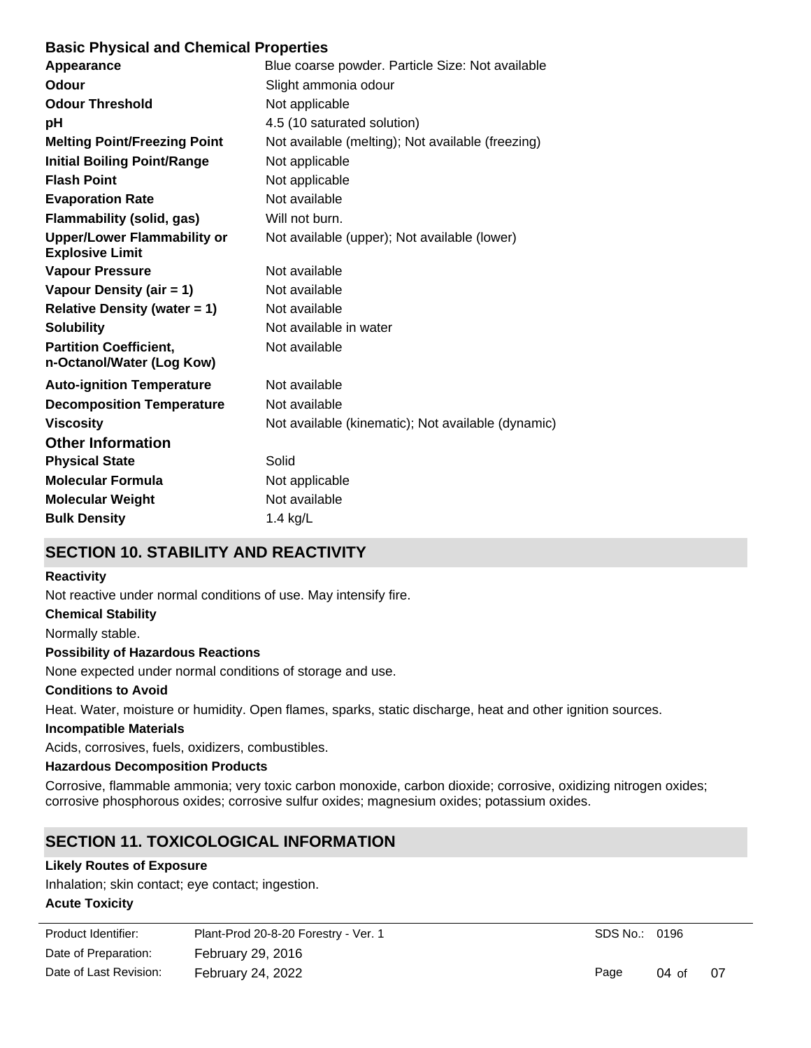### Basic Physical and Chemical Properties

| | |
|---|---|
| **Appearance** | Blue coarse powder. Particle Size: Not available |
| **Odour** | Slight ammonia odour |
| **Odour Threshold** | Not applicable |
| **pH** | 4.5 (10 saturated solution) |
| **Melting Point/Freezing Point** | Not available (melting); Not available (freezing) |
| **Initial Boiling Point/Range** | Not applicable |
| **Flash Point** | Not applicable |
| **Evaporation Rate** | Not available |
| **Flammability (solid, gas)** | Will not burn. |
| **Upper/Lower Flammability or Explosive Limit** | Not available (upper); Not available (lower) |
| **Vapour Pressure** | Not available |
| **Vapour Density (air = 1)** | Not available |
| **Relative Density (water = 1)** | Not available |
| **Solubility** | Not available in water |
| **Partition Coefficient, n-Octanol/Water (Log Kow)** | Not available |
| **Auto-ignition Temperature** | Not available |
| **Decomposition Temperature** | Not available |
| **Viscosity** | Not available (kinematic); Not available (dynamic) |

### Other Information

| | |
|---|---|
| **Physical State** | Solid |
| **Molecular Formula** | Not applicable |
| **Molecular Weight** | Not available |
| **Bulk Density** | 1.4 kg/L |

## SECTION 10. STABILITY AND REACTIVITY

**Reactivity**

Not reactive under normal conditions of use. May intensify fire.

**Chemical Stability**

Normally stable.

**Possibility of Hazardous Reactions**

None expected under normal conditions of storage and use.

**Conditions to Avoid**

Heat. Water, moisture or humidity. Open flames, sparks, static discharge, heat and other ignition sources.

**Incompatible Materials**

Acids, corrosives, fuels, oxidizers, combustibles.

**Hazardous Decomposition Products**

Corrosive, flammable ammonia; very toxic carbon monoxide, carbon dioxide; corrosive, oxidizing nitrogen oxides; corrosive phosphorous oxides; corrosive sulfur oxides; magnesium oxides; potassium oxides.

## SECTION 11. TOXICOLOGICAL INFORMATION

**Likely Routes of Exposure**

Inhalation; skin contact; eye contact; ingestion.

**Acute Toxicity**

| | | |
|---|---|---|
| Product Identifier: | Plant-Prod 20-8-20 Forestry - Ver. 1 | SDS No.: 0196 |
| Date of Preparation: | February 29, 2016 | |
| Date of Last Revision: | February 24, 2022 | |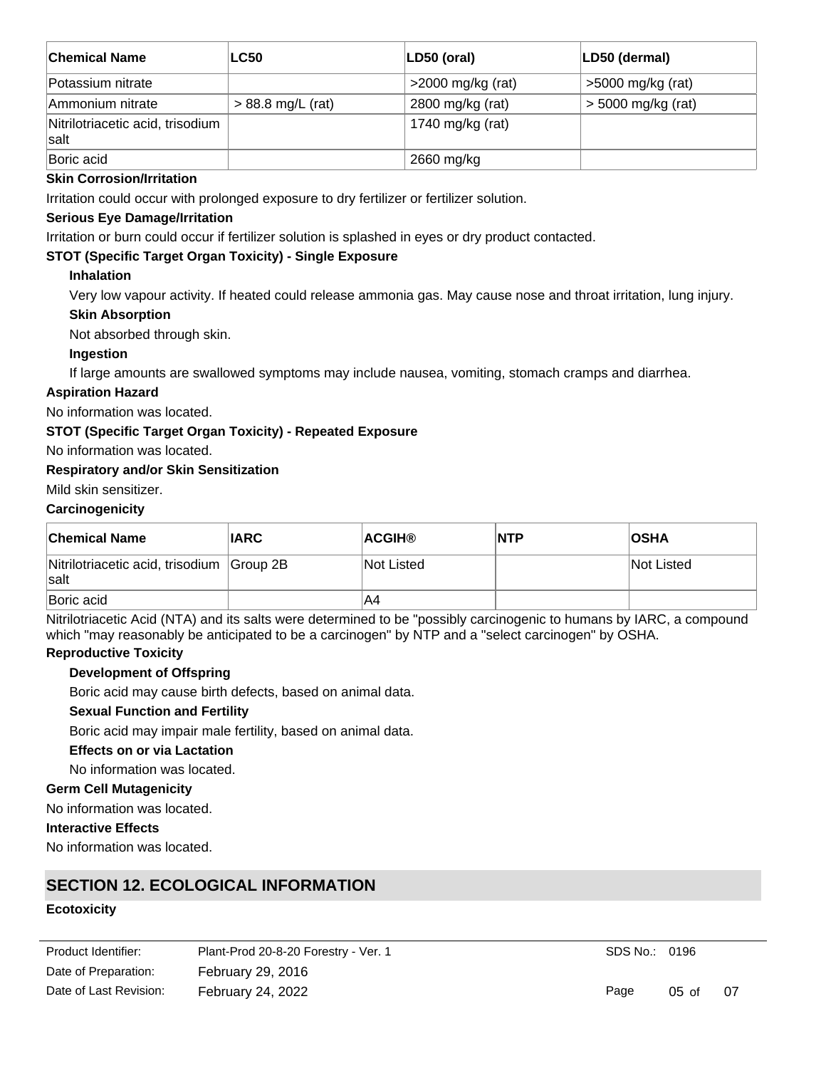| Chemical Name | LC50 | LD50 (oral) | LD50 (dermal) |
|---|---|---|---|
| Potassium nitrate | | >2000 mg/kg (rat) | >5000 mg/kg (rat) |
| Ammonium nitrate | > 88.8 mg/L (rat) | 2800 mg/kg (rat) | > 5000 mg/kg (rat) |
| Nitrilotriacetic acid, trisodium salt | | 1740 mg/kg (rat) | |
| Boric acid | | 2660 mg/kg | |

**Skin Corrosion/Irritation**

Irritation could occur with prolonged exposure to dry fertilizer or fertilizer solution.

**Serious Eye Damage/Irritation**

Irritation or burn could occur if fertilizer solution is splashed in eyes or dry product contacted.

**STOT (Specific Target Organ Toxicity) - Single Exposure**

**Inhalation**

Very low vapour activity. If heated could release ammonia gas. May cause nose and throat irritation, lung injury.

**Skin Absorption**

Not absorbed through skin.

**Ingestion**

If large amounts are swallowed symptoms may include nausea, vomiting, stomach cramps and diarrhea.

**Aspiration Hazard**

No information was located.

**STOT (Specific Target Organ Toxicity) - Repeated Exposure**

No information was located.

**Respiratory and/or Skin Sensitization**

Mild skin sensitizer.

**Carcinogenicity**

| Chemical Name | IARC | ACGIH® | NTP | OSHA |
|---|---|---|---|---|
| Nitrilotriacetic acid, trisodium salt | Group 2B | Not Listed | | Not Listed |
| Boric acid | | A4 | | |

Nitrilotriacetic Acid (NTA) and its salts were determined to be "possibly carcinogenic to humans by IARC, a compound which "may reasonably be anticipated to be a carcinogen" by NTP and a "select carcinogen" by OSHA.

**Reproductive Toxicity**

**Development of Offspring**

Boric acid may cause birth defects, based on animal data.

**Sexual Function and Fertility**

Boric acid may impair male fertility, based on animal data.

**Effects on or via Lactation**

No information was located.

**Germ Cell Mutagenicity**

No information was located.

**Interactive Effects**

No information was located.

## SECTION 12. ECOLOGICAL INFORMATION

**Ecotoxicity**

| Product Identifier: | Plant-Prod 20-8-20 Forestry - Ver. 1 | SDS No.: 0196 |
|---|---|---|
| Date of Preparation: | February 29, 2016 | |
| Date of Last Revision: | February 24, 2022 | |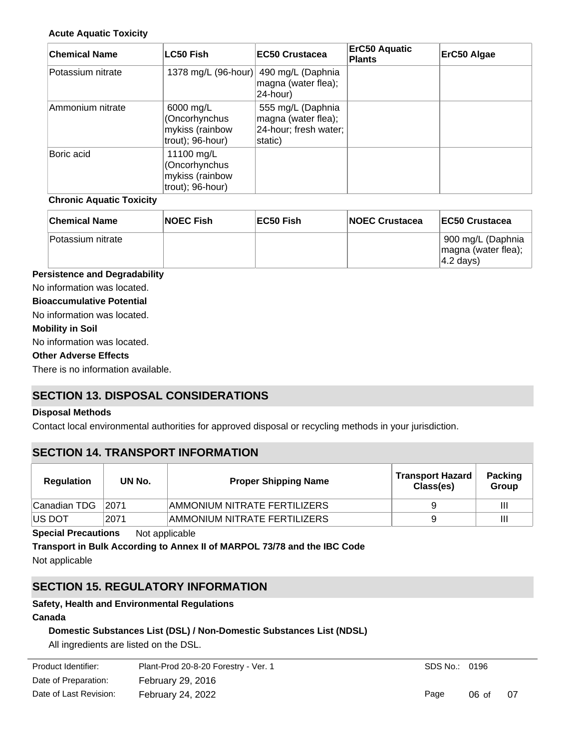**Acute Aquatic Toxicity**

| Chemical Name | LC50 Fish | EC50 Crustacea | ErC50 Aquatic Plants | ErC50 Algae |
|---|---|---|---|---|
| Potassium nitrate | 1378 mg/L (96-hour) | 490 mg/L (Daphnia magna (water flea); 24-hour) | | |
| Ammonium nitrate | 6000 mg/L (Oncorhynchus mykiss (rainbow trout); 96-hour) | 555 mg/L (Daphnia magna (water flea); 24-hour; fresh water; static) | | |
| Boric acid | 11100 mg/L (Oncorhynchus mykiss (rainbow trout); 96-hour) | | | |

**Chronic Aquatic Toxicity**

| Chemical Name | NOEC Fish | EC50 Fish | NOEC Crustacea | EC50 Crustacea |
|---|---|---|---|---|
| Potassium nitrate | | | | 900 mg/L (Daphnia magna (water flea); 4.2 days) |

**Persistence and Degradability**

No information was located.

**Bioaccumulative Potential**

No information was located.

**Mobility in Soil**

No information was located.

**Other Adverse Effects**

There is no information available.

## SECTION 13. DISPOSAL CONSIDERATIONS

**Disposal Methods**

Contact local environmental authorities for approved disposal or recycling methods in your jurisdiction.

## SECTION 14. TRANSPORT INFORMATION

| Regulation | UN No. | Proper Shipping Name | Transport Hazard Class(es) | Packing Group |
|---|---|---|---|---|
| Canadian TDG | 2071 | AMMONIUM NITRATE FERTILIZERS | 9 | III |
| US DOT | 2071 | AMMONIUM NITRATE FERTILIZERS | 9 | III |

**Special Precautions** Not applicable

**Transport in Bulk According to Annex II of MARPOL 73/78 and the IBC Code**

Not applicable

## SECTION 15. REGULATORY INFORMATION

**Safety, Health and Environmental Regulations**

**Canada**

**Domestic Substances List (DSL) / Non-Domestic Substances List (NDSL)**

All ingredients are listed on the DSL.

| Product Identifier: | Plant-Prod 20-8-20 Forestry - Ver. 1 | SDS No.: 0196 |
|---|---|---|
| Date of Preparation: | February 29, 2016 | |
| Date of Last Revision: | February 24, 2022 | |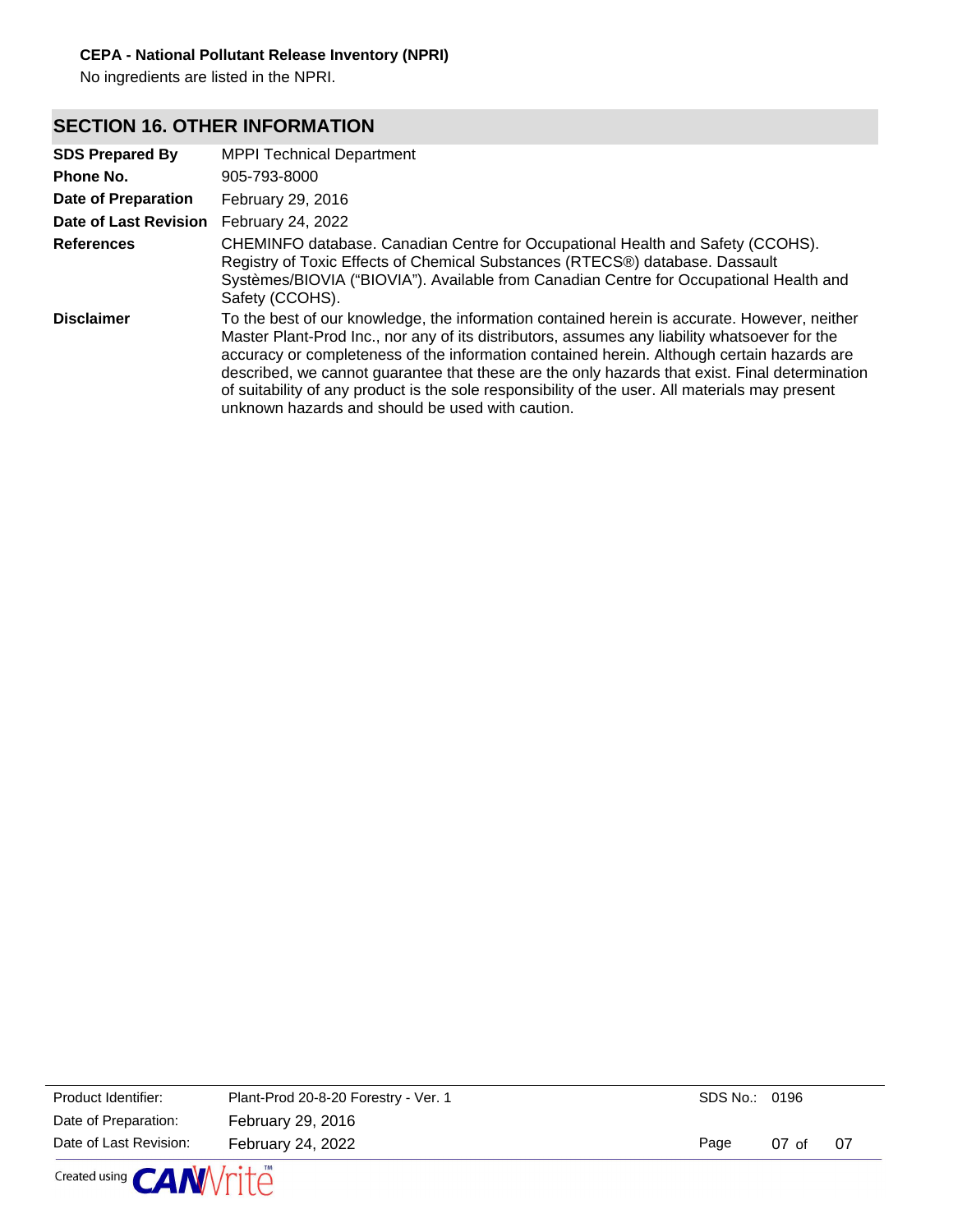**CEPA - National Pollutant Release Inventory (NPRI)**

No ingredients are listed in the NPRI.

## SECTION 16. OTHER INFORMATION

| | |
|---|---|
| **SDS Prepared By** | MPPI Technical Department |
| **Phone No.** | 905-793-8000 |
| **Date of Preparation** | February 29, 2016 |
| **Date of Last Revision** | February 24, 2022 |
| **References** | CHEMINFO database. Canadian Centre for Occupational Health and Safety (CCOHS). Registry of Toxic Effects of Chemical Substances (RTECS®) database. Dassault Systèmes/BIOVIA ("BIOVIA"). Available from Canadian Centre for Occupational Health and Safety (CCOHS). |
| **Disclaimer** | To the best of our knowledge, the information contained herein is accurate. However, neither Master Plant-Prod Inc., nor any of its distributors, assumes any liability whatsoever for the accuracy or completeness of the information contained herein. Although certain hazards are described, we cannot guarantee that these are the only hazards that exist. Final determination of suitability of any product is the sole responsibility of the user. All materials may present unknown hazards and should be used with caution. |